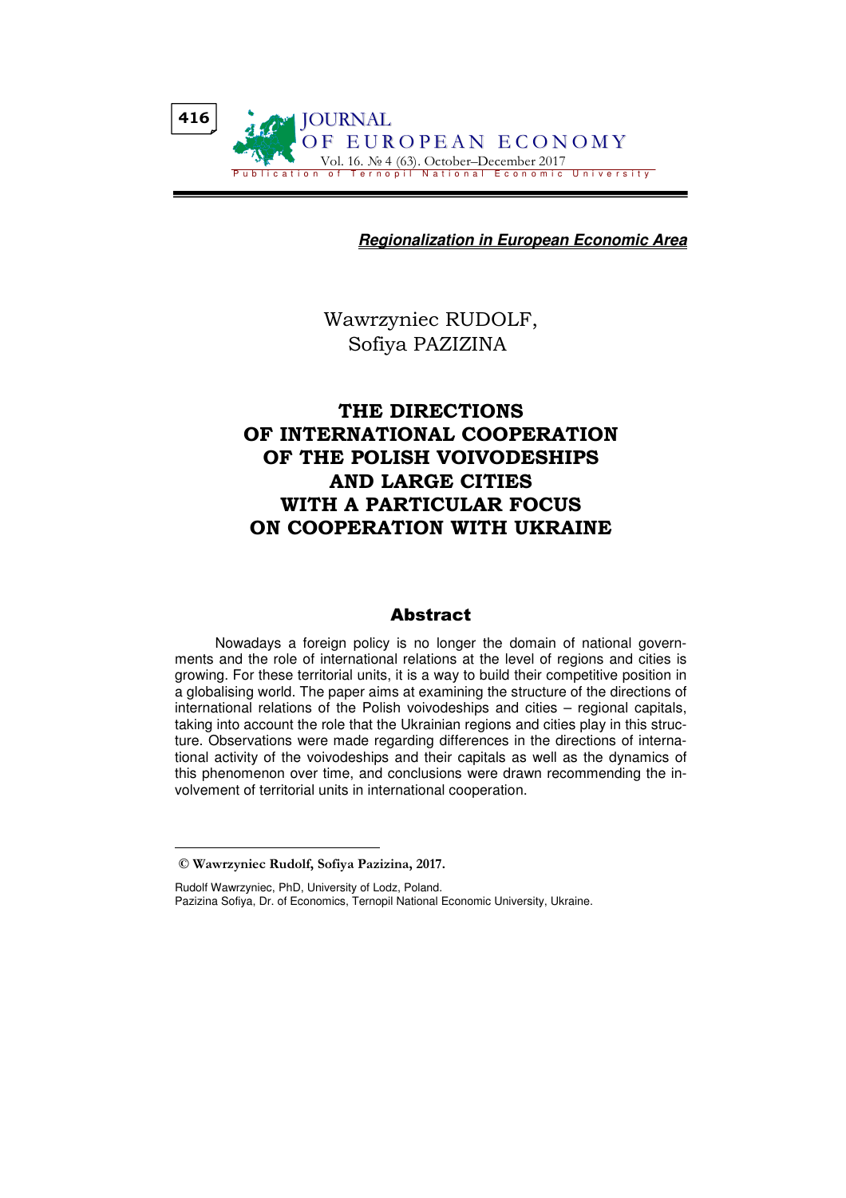***Regionalization in European Economic Area***

Wawrzyniec RUDOLF,
Sofiya PAZIZINA

# THE DIRECTIONS OF INTERNATIONAL COOPERATION OF THE POLISH VOIVODESHIPS AND LARGE CITIES WITH A PARTICULAR FOCUS ON COOPERATION WITH UKRAINE

## Abstract

Nowadays a foreign policy is no longer the domain of national governments and the role of international relations at the level of regions and cities is growing. For these territorial units, it is a way to build their competitive position in a globalising world. The paper aims at examining the structure of the directions of international relations of the Polish voivodeships and cities – regional capitals, taking into account the role that the Ukrainian regions and cities play in this structure. Observations were made regarding differences in the directions of international activity of the voivodeships and their capitals as well as the dynamics of this phenomenon over time, and conclusions were drawn recommending the involvement of territorial units in international cooperation.

---

**© Wawrzyniec Rudolf, Sofiya Pazizina, 2017.**

Rudolf Wawrzyniec, PhD, University of Lodz, Poland.
Pazizina Sofiya, Dr. of Economics, Ternopil National Economic University, Ukraine.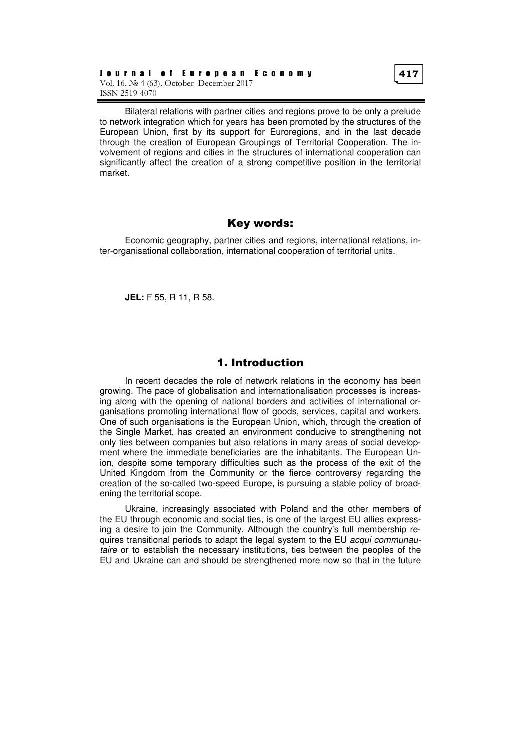Bilateral relations with partner cities and regions prove to be only a prelude to network integration which for years has been promoted by the structures of the European Union, first by its support for Euroregions, and in the last decade through the creation of European Groupings of Territorial Cooperation. The involvement of regions and cities in the structures of international cooperation can significantly affect the creation of a strong competitive position in the territorial market.

## Key words:

Economic geography, partner cities and regions, international relations, inter-organisational collaboration, international cooperation of territorial units.

**JEL:** F 55, R 11, R 58.

## 1. Introduction

In recent decades the role of network relations in the economy has been growing. The pace of globalisation and internationalisation processes is increasing along with the opening of national borders and activities of international organisations promoting international flow of goods, services, capital and workers. One of such organisations is the European Union, which, through the creation of the Single Market, has created an environment conducive to strengthening not only ties between companies but also relations in many areas of social development where the immediate beneficiaries are the inhabitants. The European Union, despite some temporary difficulties such as the process of the exit of the United Kingdom from the Community or the fierce controversy regarding the creation of the so-called two-speed Europe, is pursuing a stable policy of broadening the territorial scope.

Ukraine, increasingly associated with Poland and the other members of the EU through economic and social ties, is one of the largest EU allies expressing a desire to join the Community. Although the country's full membership requires transitional periods to adapt the legal system to the EU *acqui communautaire* or to establish the necessary institutions, ties between the peoples of the EU and Ukraine can and should be strengthened more now so that in the future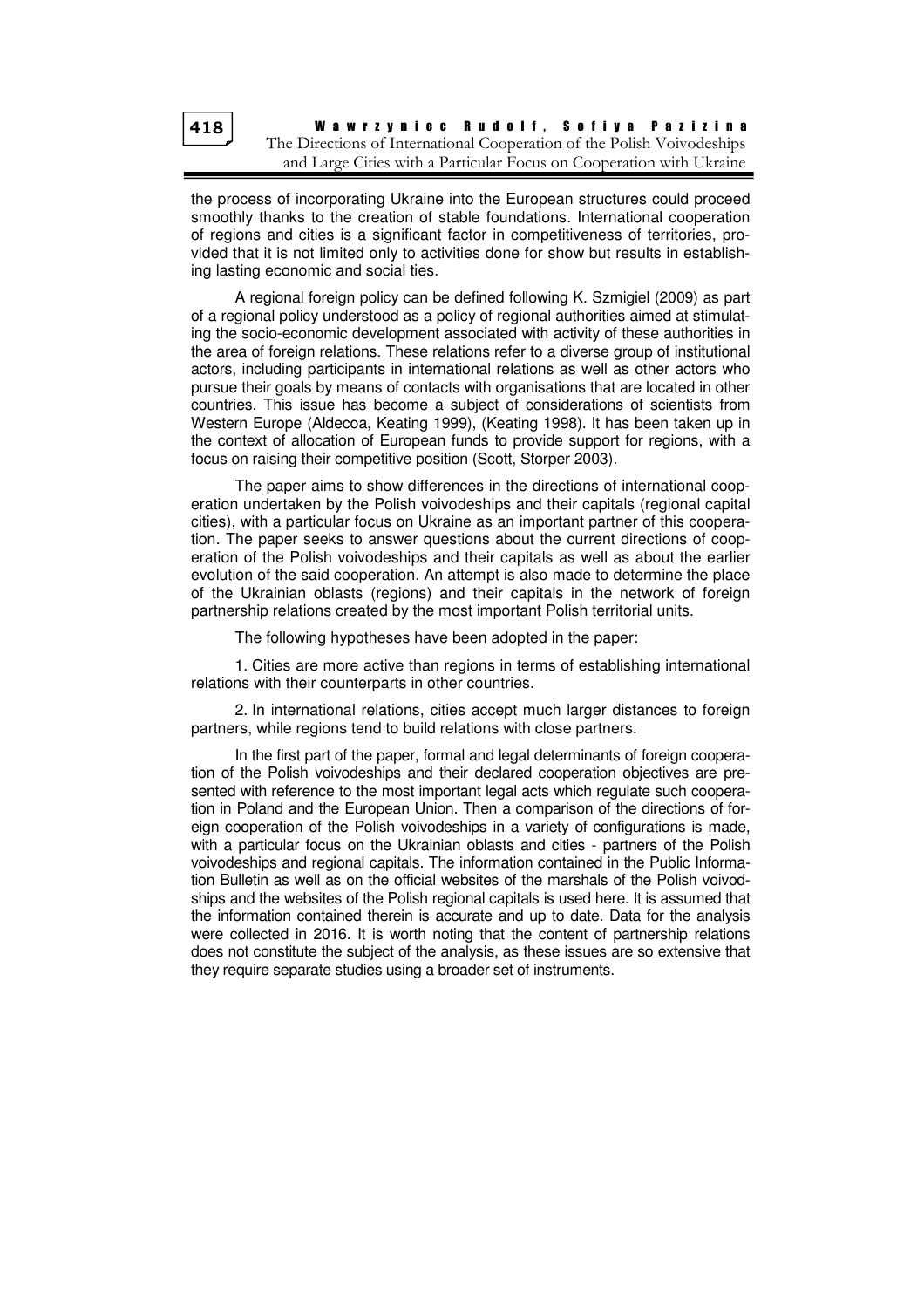the process of incorporating Ukraine into the European structures could proceed smoothly thanks to the creation of stable foundations. International cooperation of regions and cities is a significant factor in competitiveness of territories, provided that it is not limited only to activities done for show but results in establishing lasting economic and social ties.

A regional foreign policy can be defined following K. Szmigiel (2009) as part of a regional policy understood as a policy of regional authorities aimed at stimulating the socio-economic development associated with activity of these authorities in the area of foreign relations. These relations refer to a diverse group of institutional actors, including participants in international relations as well as other actors who pursue their goals by means of contacts with organisations that are located in other countries. This issue has become a subject of considerations of scientists from Western Europe (Aldecoa, Keating 1999), (Keating 1998). It has been taken up in the context of allocation of European funds to provide support for regions, with a focus on raising their competitive position (Scott, Storper 2003).

The paper aims to show differences in the directions of international cooperation undertaken by the Polish voivodeships and their capitals (regional capital cities), with a particular focus on Ukraine as an important partner of this cooperation. The paper seeks to answer questions about the current directions of cooperation of the Polish voivodeships and their capitals as well as about the earlier evolution of the said cooperation. An attempt is also made to determine the place of the Ukrainian oblasts (regions) and their capitals in the network of foreign partnership relations created by the most important Polish territorial units.

The following hypotheses have been adopted in the paper:

1. Cities are more active than regions in terms of establishing international relations with their counterparts in other countries.

2. In international relations, cities accept much larger distances to foreign partners, while regions tend to build relations with close partners.

In the first part of the paper, formal and legal determinants of foreign cooperation of the Polish voivodeships and their declared cooperation objectives are presented with reference to the most important legal acts which regulate such cooperation in Poland and the European Union. Then a comparison of the directions of foreign cooperation of the Polish voivodeships in a variety of configurations is made, with a particular focus on the Ukrainian oblasts and cities - partners of the Polish voivodeships and regional capitals. The information contained in the Public Information Bulletin as well as on the official websites of the marshals of the Polish voivodships and the websites of the Polish regional capitals is used here. It is assumed that the information contained therein is accurate and up to date. Data for the analysis were collected in 2016. It is worth noting that the content of partnership relations does not constitute the subject of the analysis, as these issues are so extensive that they require separate studies using a broader set of instruments.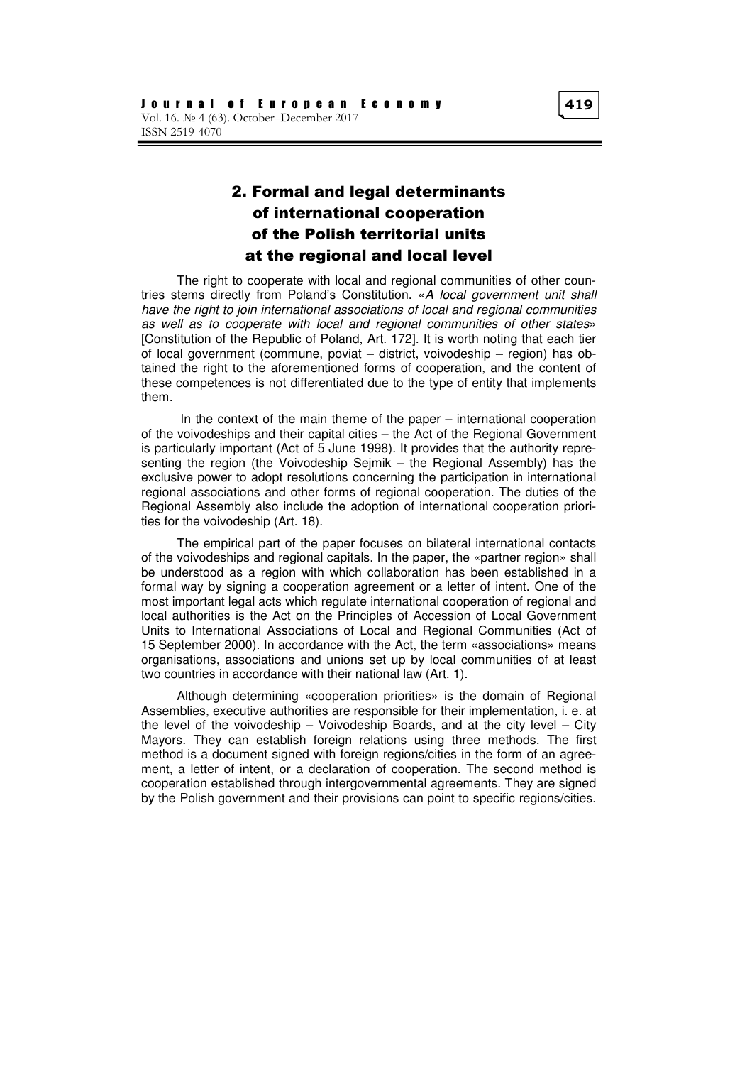## 2. Formal and legal determinants of international cooperation of the Polish territorial units at the regional and local level

The right to cooperate with local and regional communities of other countries stems directly from Poland's Constitution. «*A local government unit shall have the right to join international associations of local and regional communities as well as to cooperate with local and regional communities of other states*» [Constitution of the Republic of Poland, Art. 172]. It is worth noting that each tier of local government (commune, poviat – district, voivodeship – region) has obtained the right to the aforementioned forms of cooperation, and the content of these competences is not differentiated due to the type of entity that implements them.

In the context of the main theme of the paper – international cooperation of the voivodeships and their capital cities – the Act of the Regional Government is particularly important (Act of 5 June 1998). It provides that the authority representing the region (the Voivodeship Sejmik – the Regional Assembly) has the exclusive power to adopt resolutions concerning the participation in international regional associations and other forms of regional cooperation. The duties of the Regional Assembly also include the adoption of international cooperation priorities for the voivodeship (Art. 18).

The empirical part of the paper focuses on bilateral international contacts of the voivodeships and regional capitals. In the paper, the «partner region» shall be understood as a region with which collaboration has been established in a formal way by signing a cooperation agreement or a letter of intent. One of the most important legal acts which regulate international cooperation of regional and local authorities is the Act on the Principles of Accession of Local Government Units to International Associations of Local and Regional Communities (Act of 15 September 2000). In accordance with the Act, the term «associations» means organisations, associations and unions set up by local communities of at least two countries in accordance with their national law (Art. 1).

Although determining «cooperation priorities» is the domain of Regional Assemblies, executive authorities are responsible for their implementation, i. e. at the level of the voivodeship – Voivodeship Boards, and at the city level – City Mayors. They can establish foreign relations using three methods. The first method is a document signed with foreign regions/cities in the form of an agreement, a letter of intent, or a declaration of cooperation. The second method is cooperation established through intergovernmental agreements. They are signed by the Polish government and their provisions can point to specific regions/cities.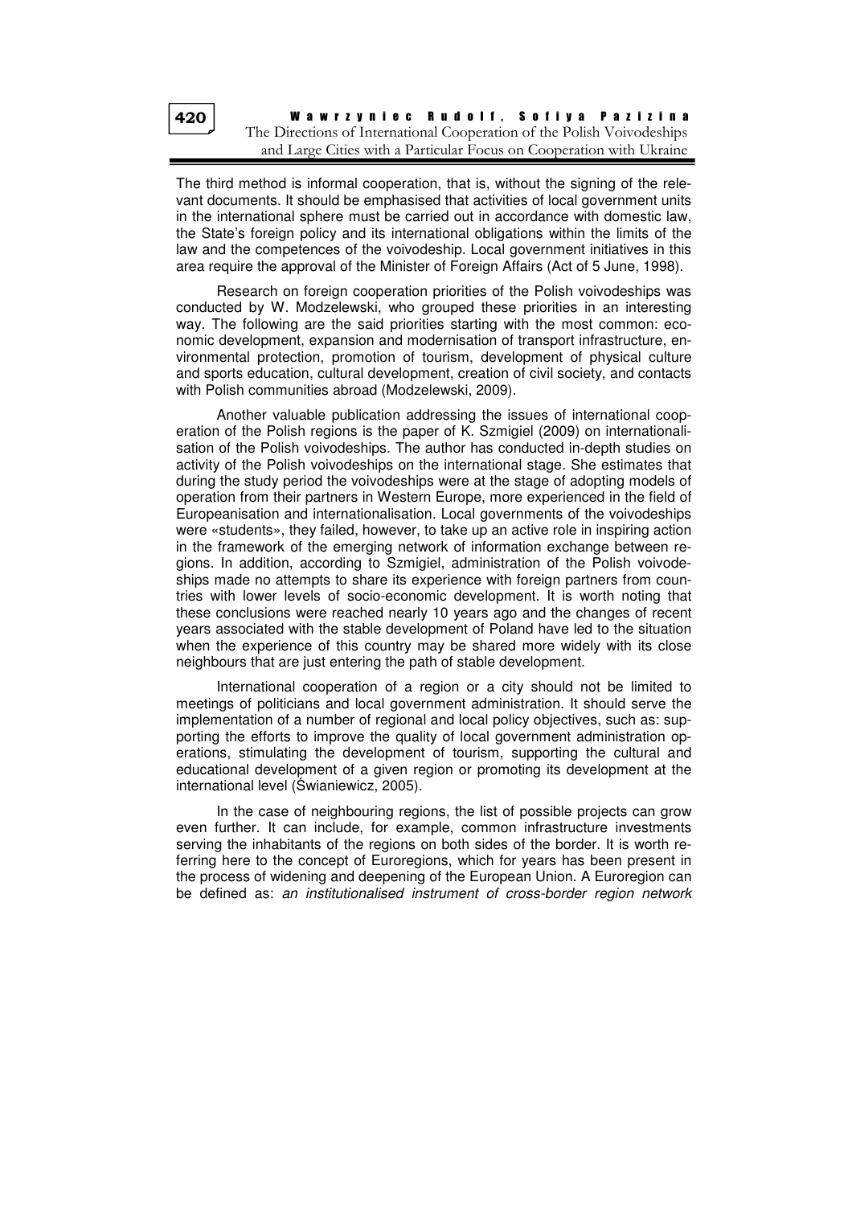The third method is informal cooperation, that is, without the signing of the relevant documents. It should be emphasised that activities of local government units in the international sphere must be carried out in accordance with domestic law, the State's foreign policy and its international obligations within the limits of the law and the competences of the voivodeship. Local government initiatives in this area require the approval of the Minister of Foreign Affairs (Act of 5 June, 1998).

Research on foreign cooperation priorities of the Polish voivodeships was conducted by W. Modzelewski, who grouped these priorities in an interesting way. The following are the said priorities starting with the most common: economic development, expansion and modernisation of transport infrastructure, environmental protection, promotion of tourism, development of physical culture and sports education, cultural development, creation of civil society, and contacts with Polish communities abroad (Modzelewski, 2009).

Another valuable publication addressing the issues of international cooperation of the Polish regions is the paper of K. Szmigiel (2009) on internationalisation of the Polish voivodeships. The author has conducted in-depth studies on activity of the Polish voivodeships on the international stage. She estimates that during the study period the voivodeships were at the stage of adopting models of operation from their partners in Western Europe, more experienced in the field of Europeanisation and internationalisation. Local governments of the voivodeships were «students», they failed, however, to take up an active role in inspiring action in the framework of the emerging network of information exchange between regions. In addition, according to Szmigiel, administration of the Polish voivodeships made no attempts to share its experience with foreign partners from countries with lower levels of socio-economic development. It is worth noting that these conclusions were reached nearly 10 years ago and the changes of recent years associated with the stable development of Poland have led to the situation when the experience of this country may be shared more widely with its close neighbours that are just entering the path of stable development.

International cooperation of a region or a city should not be limited to meetings of politicians and local government administration. It should serve the implementation of a number of regional and local policy objectives, such as: supporting the efforts to improve the quality of local government administration operations, stimulating the development of tourism, supporting the cultural and educational development of a given region or promoting its development at the international level (Świaniewicz, 2005).

In the case of neighbouring regions, the list of possible projects can grow even further. It can include, for example, common infrastructure investments serving the inhabitants of the regions on both sides of the border. It is worth referring here to the concept of Euroregions, which for years has been present in the process of widening and deepening of the European Union. A Euroregion can be defined as: *an institutionalised instrument of cross-border region network*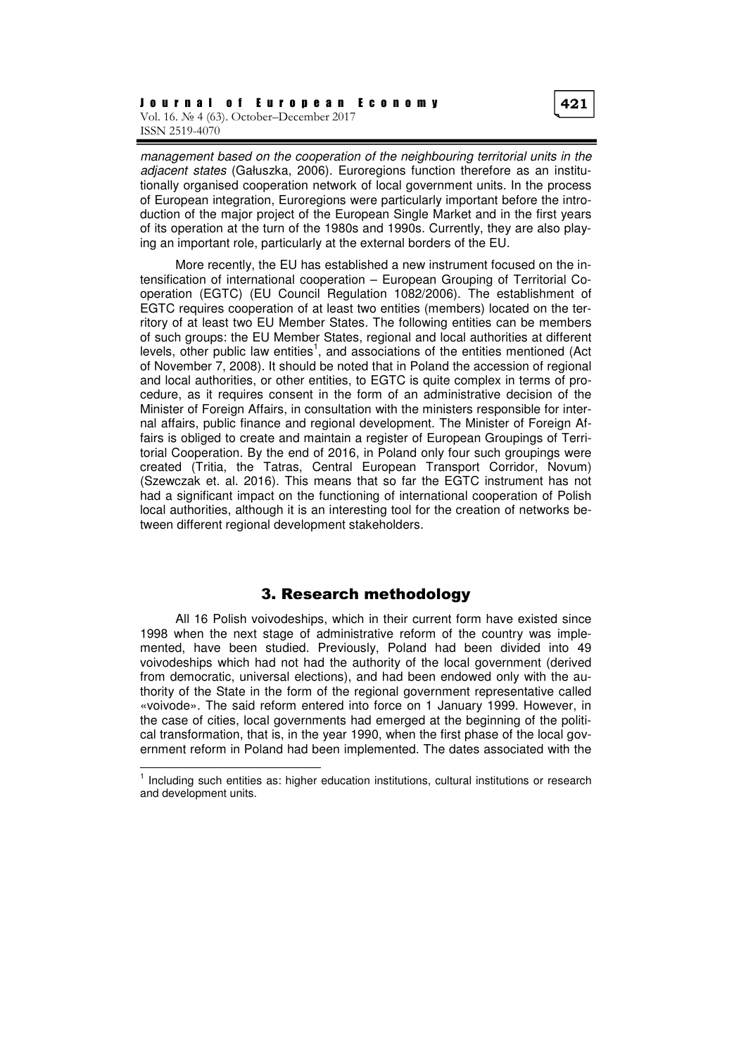*management based on the cooperation of the neighbouring territorial units in the adjacent states* (Gałuszka, 2006). Euroregions function therefore as an institutionally organised cooperation network of local government units. In the process of European integration, Euroregions were particularly important before the introduction of the major project of the European Single Market and in the first years of its operation at the turn of the 1980s and 1990s. Currently, they are also playing an important role, particularly at the external borders of the EU.

More recently, the EU has established a new instrument focused on the intensification of international cooperation – European Grouping of Territorial Cooperation (EGTC) (EU Council Regulation 1082/2006). The establishment of EGTC requires cooperation of at least two entities (members) located on the territory of at least two EU Member States. The following entities can be members of such groups: the EU Member States, regional and local authorities at different levels, other public law entities[1], and associations of the entities mentioned (Act of November 7, 2008). It should be noted that in Poland the accession of regional and local authorities, or other entities, to EGTC is quite complex in terms of procedure, as it requires consent in the form of an administrative decision of the Minister of Foreign Affairs, in consultation with the ministers responsible for internal affairs, public finance and regional development. The Minister of Foreign Affairs is obliged to create and maintain a register of European Groupings of Territorial Cooperation. By the end of 2016, in Poland only four such groupings were created (Tritia, the Tatras, Central European Transport Corridor, Novum) (Szewczak et. al. 2016). This means that so far the EGTC instrument has not had a significant impact on the functioning of international cooperation of Polish local authorities, although it is an interesting tool for the creation of networks between different regional development stakeholders.

## 3. Research methodology

All 16 Polish voivodeships, which in their current form have existed since 1998 when the next stage of administrative reform of the country was implemented, have been studied. Previously, Poland had been divided into 49 voivodeships which had not had the authority of the local government (derived from democratic, universal elections), and had been endowed only with the authority of the State in the form of the regional government representative called «voivode». The said reform entered into force on 1 January 1999. However, in the case of cities, local governments had emerged at the beginning of the political transformation, that is, in the year 1990, when the first phase of the local government reform in Poland had been implemented. The dates associated with the

[1] Including such entities as: higher education institutions, cultural institutions or research and development units.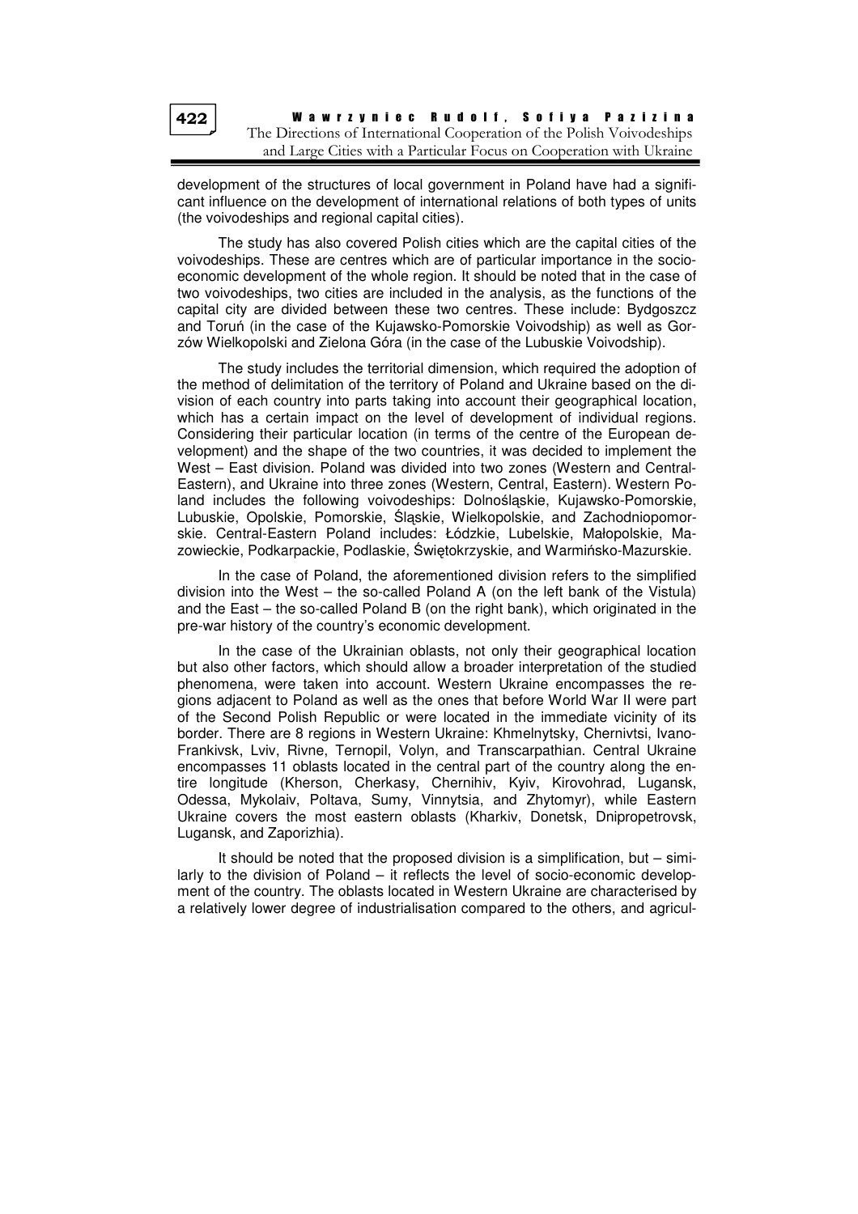development of the structures of local government in Poland have had a significant influence on the development of international relations of both types of units (the voivodeships and regional capital cities).

The study has also covered Polish cities which are the capital cities of the voivodeships. These are centres which are of particular importance in the socio-economic development of the whole region. It should be noted that in the case of two voivodeships, two cities are included in the analysis, as the functions of the capital city are divided between these two centres. These include: Bydgoszcz and Toruń (in the case of the Kujawsko-Pomorskie Voivodship) as well as Gorzów Wielkopolski and Zielona Góra (in the case of the Lubuskie Voivodship).

The study includes the territorial dimension, which required the adoption of the method of delimitation of the territory of Poland and Ukraine based on the division of each country into parts taking into account their geographical location, which has a certain impact on the level of development of individual regions. Considering their particular location (in terms of the centre of the European development) and the shape of the two countries, it was decided to implement the West – East division. Poland was divided into two zones (Western and Central-Eastern), and Ukraine into three zones (Western, Central, Eastern). Western Poland includes the following voivodeships: Dolnośląskie, Kujawsko-Pomorskie, Lubuskie, Opolskie, Pomorskie, Śląskie, Wielkopolskie, and Zachodniopomorskie. Central-Eastern Poland includes: Łódzkie, Lubelskie, Małopolskie, Mazowieckie, Podkarpackie, Podlaskie, Świętokrzyskie, and Warmińsko-Mazurskie.

In the case of Poland, the aforementioned division refers to the simplified division into the West – the so-called Poland A (on the left bank of the Vistula) and the East – the so-called Poland B (on the right bank), which originated in the pre-war history of the country's economic development.

In the case of the Ukrainian oblasts, not only their geographical location but also other factors, which should allow a broader interpretation of the studied phenomena, were taken into account. Western Ukraine encompasses the regions adjacent to Poland as well as the ones that before World War II were part of the Second Polish Republic or were located in the immediate vicinity of its border. There are 8 regions in Western Ukraine: Khmelnytsky, Chernivtsi, Ivano-Frankivsk, Lviv, Rivne, Ternopil, Volyn, and Transcarpathian. Central Ukraine encompasses 11 oblasts located in the central part of the country along the entire longitude (Kherson, Cherkasy, Chernihiv, Kyiv, Kirovohrad, Lugansk, Odessa, Mykolaiv, Poltava, Sumy, Vinnytsia, and Zhytomyr), while Eastern Ukraine covers the most eastern oblasts (Kharkiv, Donetsk, Dnipropetrovsk, Lugansk, and Zaporizhia).

It should be noted that the proposed division is a simplification, but – similarly to the division of Poland – it reflects the level of socio-economic development of the country. The oblasts located in Western Ukraine are characterised by a relatively lower degree of industrialisation compared to the others, and agricul-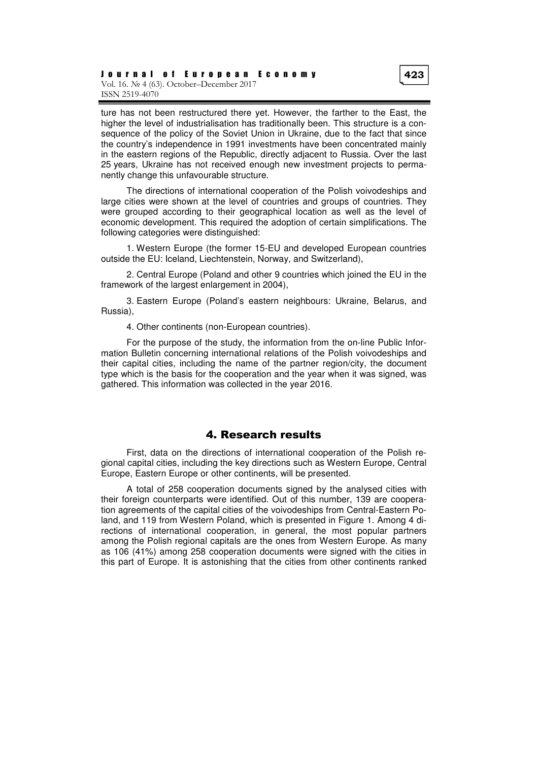ture has not been restructured there yet. However, the farther to the East, the higher the level of industrialisation has traditionally been. This structure is a consequence of the policy of the Soviet Union in Ukraine, due to the fact that since the country's independence in 1991 investments have been concentrated mainly in the eastern regions of the Republic, directly adjacent to Russia. Over the last 25 years, Ukraine has not received enough new investment projects to permanently change this unfavourable structure.

The directions of international cooperation of the Polish voivodeships and large cities were shown at the level of countries and groups of countries. They were grouped according to their geographical location as well as the level of economic development. This required the adoption of certain simplifications. The following categories were distinguished:

1. Western Europe (the former 15-EU and developed European countries outside the EU: Iceland, Liechtenstein, Norway, and Switzerland),

2. Central Europe (Poland and other 9 countries which joined the EU in the framework of the largest enlargement in 2004),

3. Eastern Europe (Poland's eastern neighbours: Ukraine, Belarus, and Russia),

4. Other continents (non-European countries).

For the purpose of the study, the information from the on-line Public Information Bulletin concerning international relations of the Polish voivodeships and their capital cities, including the name of the partner region/city, the document type which is the basis for the cooperation and the year when it was signed, was gathered. This information was collected in the year 2016.

## 4. Research results

First, data on the directions of international cooperation of the Polish regional capital cities, including the key directions such as Western Europe, Central Europe, Eastern Europe or other continents, will be presented.

A total of 258 cooperation documents signed by the analysed cities with their foreign counterparts were identified. Out of this number, 139 are cooperation agreements of the capital cities of the voivodeships from Central-Eastern Poland, and 119 from Western Poland, which is presented in Figure 1. Among 4 directions of international cooperation, in general, the most popular partners among the Polish regional capitals are the ones from Western Europe. As many as 106 (41%) among 258 cooperation documents were signed with the cities in this part of Europe. It is astonishing that the cities from other continents ranked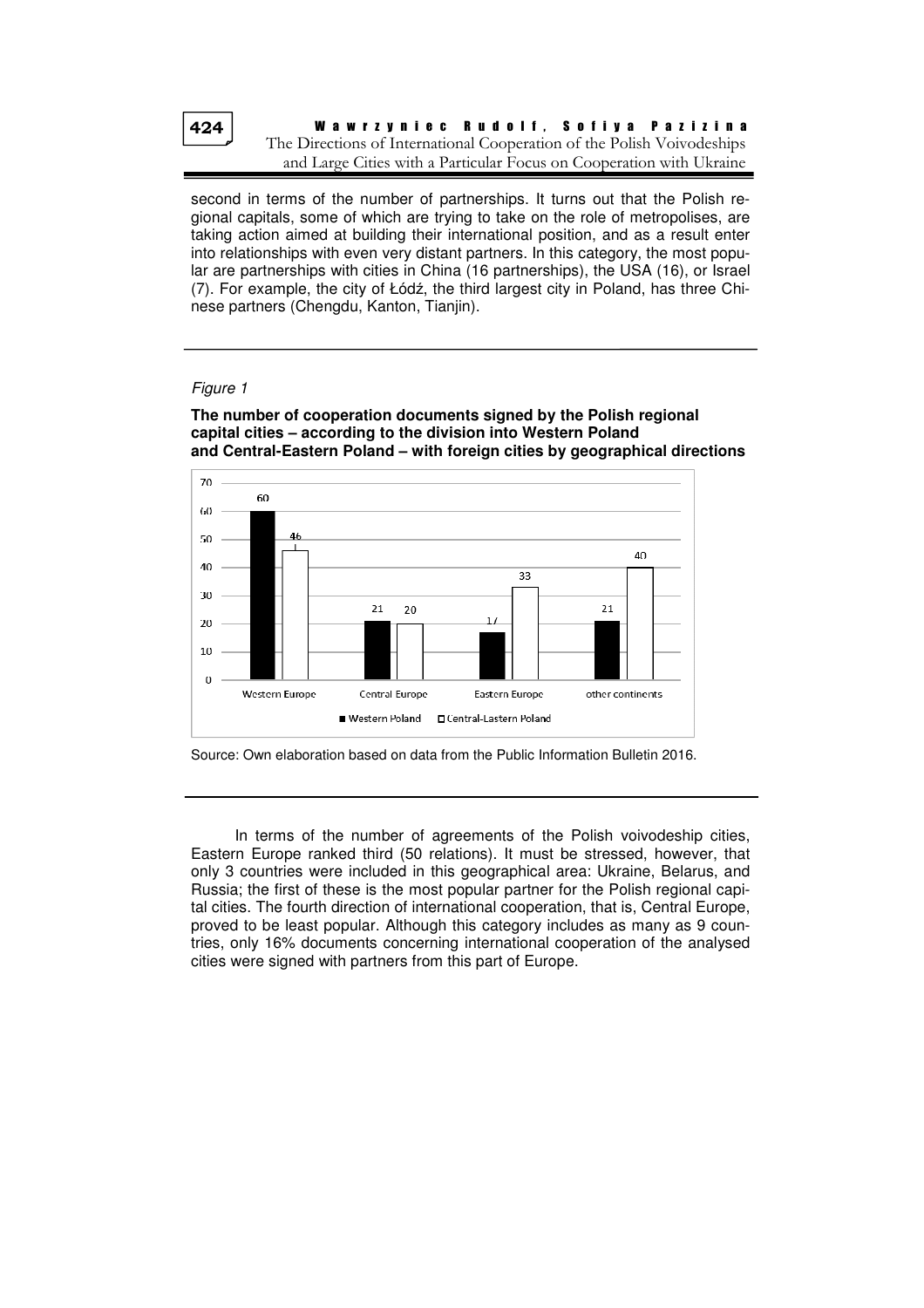second in terms of the number of partnerships. It turns out that the Polish regional capitals, some of which are trying to take on the role of metropolises, are taking action aimed at building their international position, and as a result enter into relationships with even very distant partners. In this category, the most popular are partnerships with cities in China (16 partnerships), the USA (16), or Israel (7). For example, the city of Łódź, the third largest city in Poland, has three Chinese partners (Chengdu, Kanton, Tianjin).

*Figure 1*

**The number of cooperation documents signed by the Polish regional capital cities – according to the division into Western Poland and Central-Eastern Poland – with foreign cities by geographical directions**

| | Western Poland | Central-Eastern Poland |
|---|---|---|
| Western Europe | 60 | 46 |
| Central Europe | 21 | 20 |
| Eastern Europe | 17 | 33 |
| other continents | 21 | 40 |

Source: Own elaboration based on data from the Public Information Bulletin 2016.

In terms of the number of agreements of the Polish voivodeship cities, Eastern Europe ranked third (50 relations). It must be stressed, however, that only 3 countries were included in this geographical area: Ukraine, Belarus, and Russia; the first of these is the most popular partner for the Polish regional capital cities. The fourth direction of international cooperation, that is, Central Europe, proved to be least popular. Although this category includes as many as 9 countries, only 16% documents concerning international cooperation of the analysed cities were signed with partners from this part of Europe.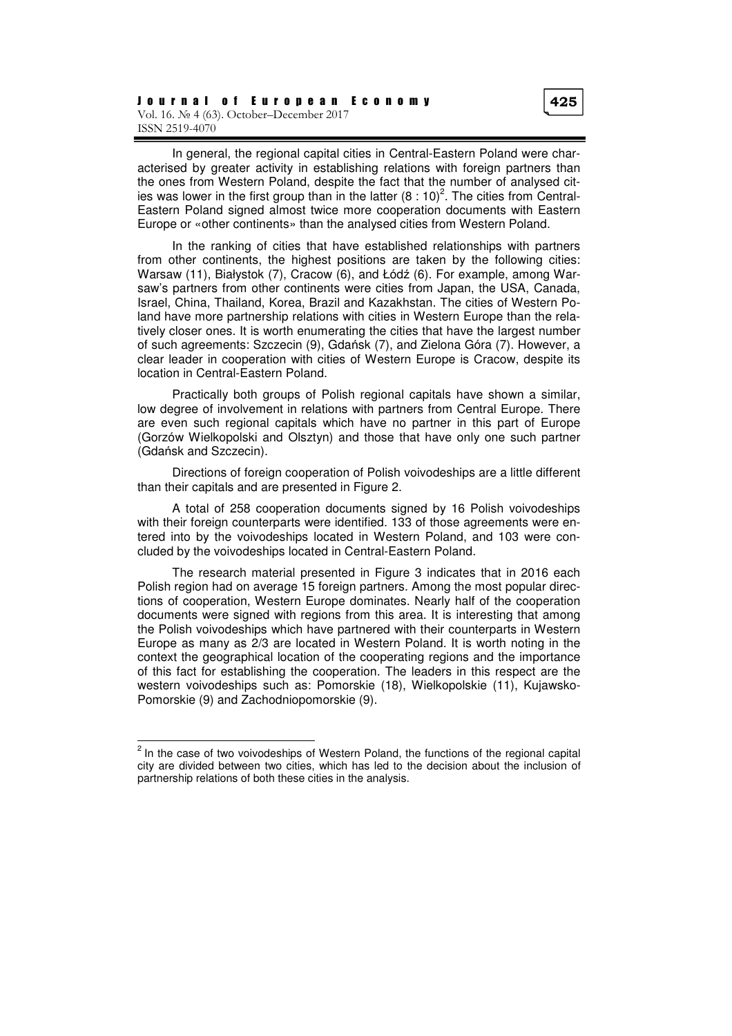In general, the regional capital cities in Central-Eastern Poland were characterised by greater activity in establishing relations with foreign partners than the ones from Western Poland, despite the fact that the number of analysed cities was lower in the first group than in the latter (8 : 10)[2]. The cities from Central-Eastern Poland signed almost twice more cooperation documents with Eastern Europe or «other continents» than the analysed cities from Western Poland.

In the ranking of cities that have established relationships with partners from other continents, the highest positions are taken by the following cities: Warsaw (11), Białystok (7), Cracow (6), and Łódź (6). For example, among Warsaw's partners from other continents were cities from Japan, the USA, Canada, Israel, China, Thailand, Korea, Brazil and Kazakhstan. The cities of Western Poland have more partnership relations with cities in Western Europe than the relatively closer ones. It is worth enumerating the cities that have the largest number of such agreements: Szczecin (9), Gdańsk (7), and Zielona Góra (7). However, a clear leader in cooperation with cities of Western Europe is Cracow, despite its location in Central-Eastern Poland.

Practically both groups of Polish regional capitals have shown a similar, low degree of involvement in relations with partners from Central Europe. There are even such regional capitals which have no partner in this part of Europe (Gorzów Wielkopolski and Olsztyn) and those that have only one such partner (Gdańsk and Szczecin).

Directions of foreign cooperation of Polish voivodeships are a little different than their capitals and are presented in Figure 2.

A total of 258 cooperation documents signed by 16 Polish voivodeships with their foreign counterparts were identified. 133 of those agreements were entered into by the voivodeships located in Western Poland, and 103 were concluded by the voivodeships located in Central-Eastern Poland.

The research material presented in Figure 3 indicates that in 2016 each Polish region had on average 15 foreign partners. Among the most popular directions of cooperation, Western Europe dominates. Nearly half of the cooperation documents were signed with regions from this area. It is interesting that among the Polish voivodeships which have partnered with their counterparts in Western Europe as many as 2/3 are located in Western Poland. It is worth noting in the context the geographical location of the cooperating regions and the importance of this fact for establishing the cooperation. The leaders in this respect are the western voivodeships such as: Pomorskie (18), Wielkopolskie (11), Kujawsko-Pomorskie (9) and Zachodniopomorskie (9).

---

[2] In the case of two voivodeships of Western Poland, the functions of the regional capital city are divided between two cities, which has led to the decision about the inclusion of partnership relations of both these cities in the analysis.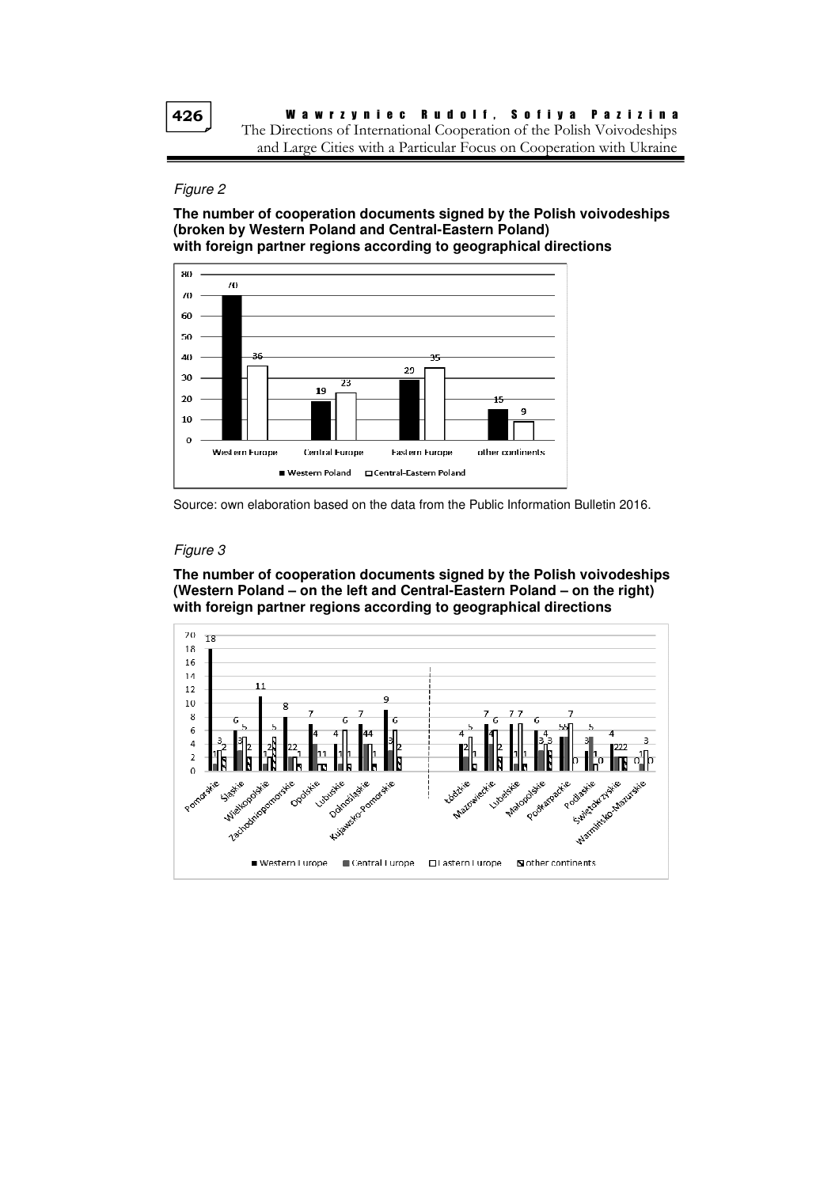*Figure 2*

**The number of cooperation documents signed by the Polish voivodeships (broken by Western Poland and Central-Eastern Poland) with foreign partner regions according to geographical directions**

Source: own elaboration based on the data from the Public Information Bulletin 2016.

*Figure 3*

**The number of cooperation documents signed by the Polish voivodeships (Western Poland – on the left and Central-Eastern Poland – on the right) with foreign partner regions according to geographical directions**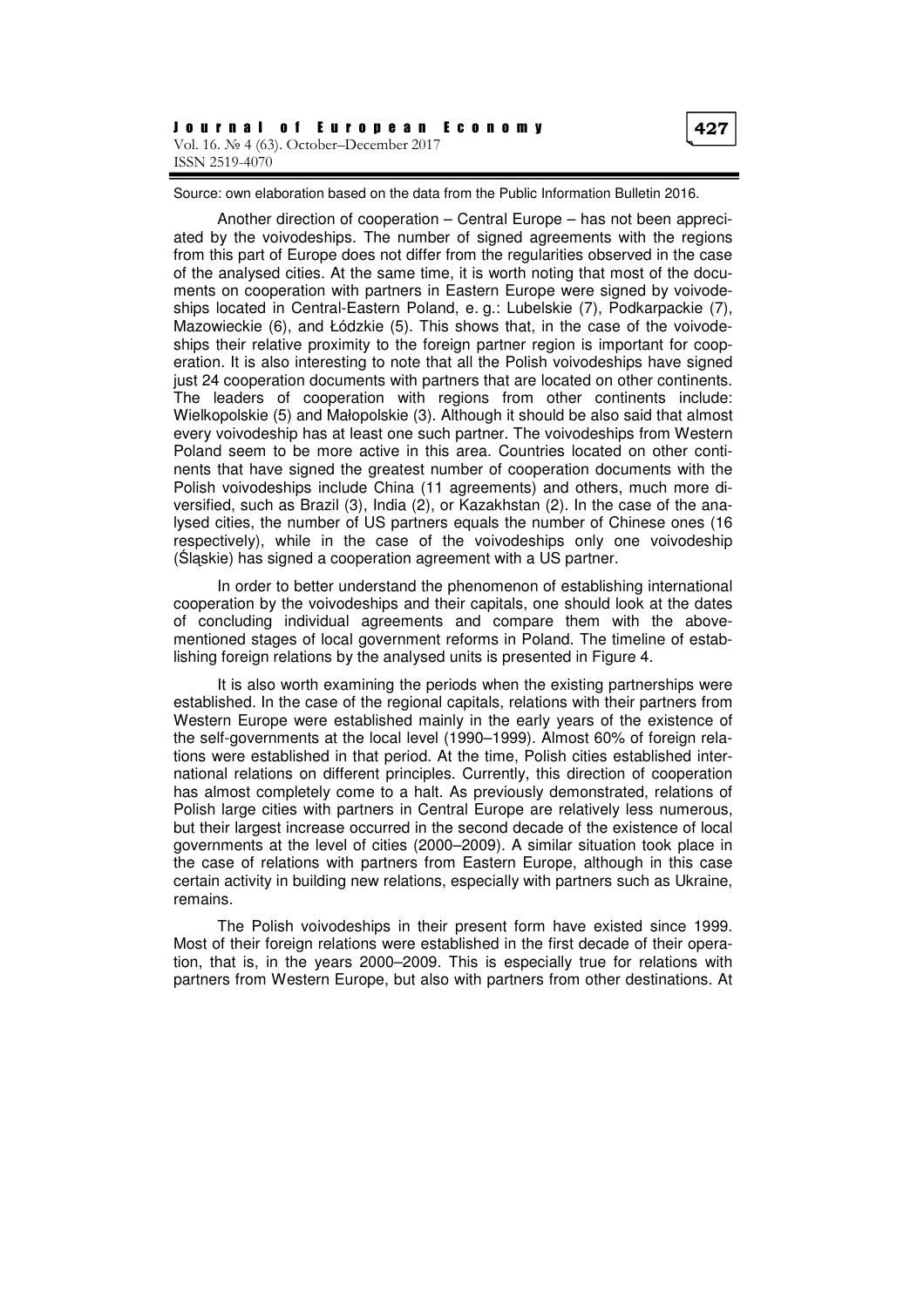Source: own elaboration based on the data from the Public Information Bulletin 2016.

Another direction of cooperation – Central Europe – has not been appreciated by the voivodeships. The number of signed agreements with the regions from this part of Europe does not differ from the regularities observed in the case of the analysed cities. At the same time, it is worth noting that most of the documents on cooperation with partners in Eastern Europe were signed by voivodeships located in Central-Eastern Poland, e. g.: Lubelskie (7), Podkarpackie (7), Mazowieckie (6), and Łódzkie (5). This shows that, in the case of the voivodeships their relative proximity to the foreign partner region is important for cooperation. It is also interesting to note that all the Polish voivodeships have signed just 24 cooperation documents with partners that are located on other continents. The leaders of cooperation with regions from other continents include: Wielkopolskie (5) and Małopolskie (3). Although it should be also said that almost every voivodeship has at least one such partner. The voivodeships from Western Poland seem to be more active in this area. Countries located on other continents that have signed the greatest number of cooperation documents with the Polish voivodeships include China (11 agreements) and others, much more diversified, such as Brazil (3), India (2), or Kazakhstan (2). In the case of the analysed cities, the number of US partners equals the number of Chinese ones (16 respectively), while in the case of the voivodeships only one voivodeship (Śląskie) has signed a cooperation agreement with a US partner.

In order to better understand the phenomenon of establishing international cooperation by the voivodeships and their capitals, one should look at the dates of concluding individual agreements and compare them with the above-mentioned stages of local government reforms in Poland. The timeline of establishing foreign relations by the analysed units is presented in Figure 4.

It is also worth examining the periods when the existing partnerships were established. In the case of the regional capitals, relations with their partners from Western Europe were established mainly in the early years of the existence of the self-governments at the local level (1990–1999). Almost 60% of foreign relations were established in that period. At the time, Polish cities established international relations on different principles. Currently, this direction of cooperation has almost completely come to a halt. As previously demonstrated, relations of Polish large cities with partners in Central Europe are relatively less numerous, but their largest increase occurred in the second decade of the existence of local governments at the level of cities (2000–2009). A similar situation took place in the case of relations with partners from Eastern Europe, although in this case certain activity in building new relations, especially with partners such as Ukraine, remains.

The Polish voivodeships in their present form have existed since 1999. Most of their foreign relations were established in the first decade of their operation, that is, in the years 2000–2009. This is especially true for relations with partners from Western Europe, but also with partners from other destinations. At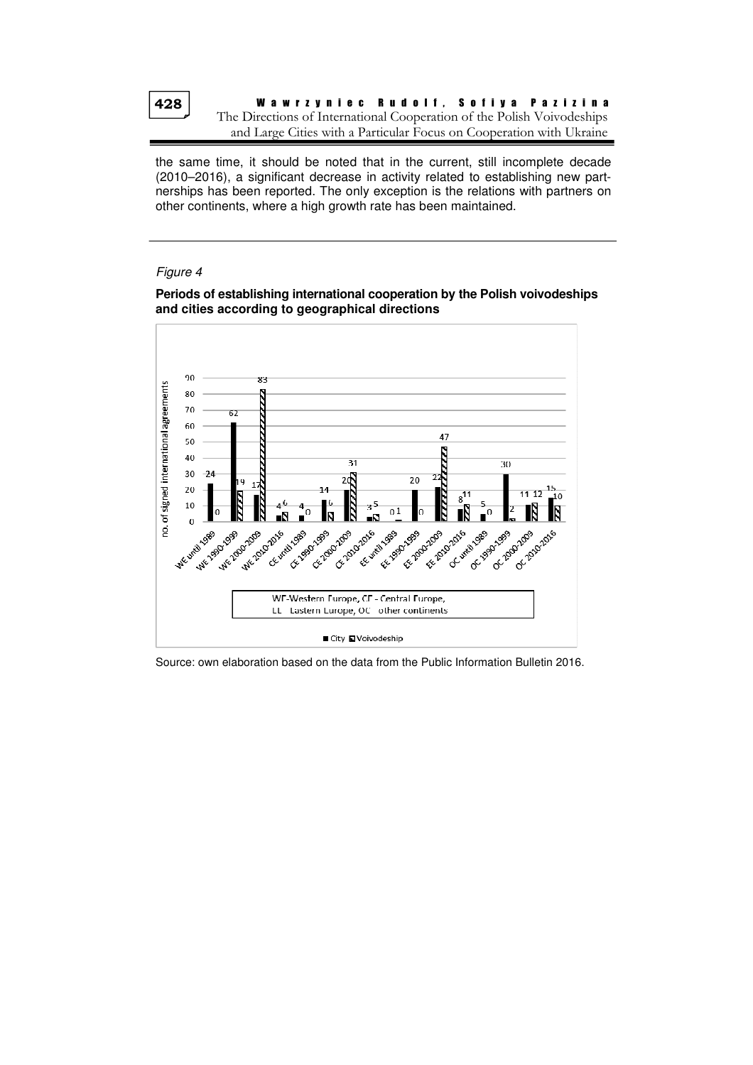the same time, it should be noted that in the current, still incomplete decade (2010–2016), a significant decrease in activity related to establishing new partnerships has been reported. The only exception is the relations with partners on other continents, where a high growth rate has been maintained.

*Figure 4*

**Periods of establishing international cooperation by the Polish voivodeships and cities according to geographical directions**

| Period | City | Voivodeship |
|---|---|---|
| WE until 1989 | 24 | 0 |
| WE 1990-1999 | 62 | 19 |
| WE 2000-2009 | 17 | 83 |
| WE 2010-2016 | 4 | 6 |
| CE until 1989 | 4 | 0 |
| CE 1990-1999 | 14 | 6 |
| CE 2000-2009 | 20 | 31 |
| CE 2010-2016 | 3 | 5 |
| EE until 1989 | 0 | 1 |
| EE 1990-1999 | 20 | 0 |
| EE 2000-2009 | 22 | 47 |
| EE 2010-2016 | 8 | 11 |
| OC until 1989 | 5 | 0 |
| OC 1990-1999 | 30 | 2 |
| OC 2000-2009 | 11 | 12 |
| OC 2010-2016 | 15 | 10 |

WE-Western Europe, CE - Central Europe, EE - Eastern Europe, OC - other continents

Y-axis: no. of signed international agreements

Source: own elaboration based on the data from the Public Information Bulletin 2016.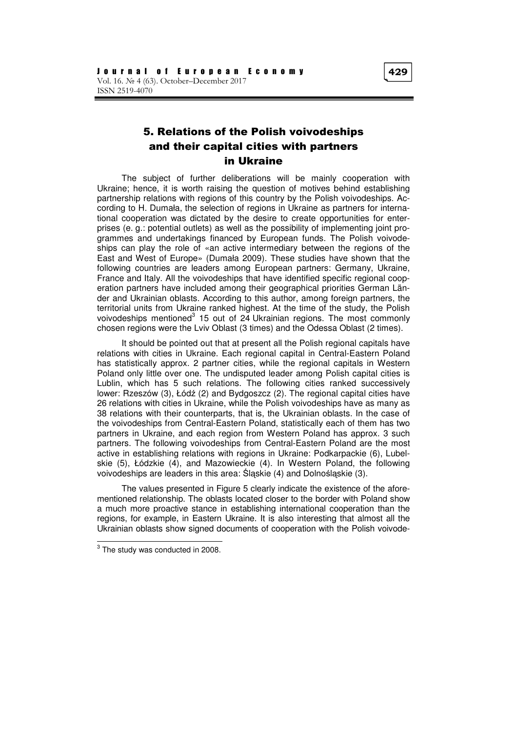## 5. Relations of the Polish voivodeships and their capital cities with partners in Ukraine

The subject of further deliberations will be mainly cooperation with Ukraine; hence, it is worth raising the question of motives behind establishing partnership relations with regions of this country by the Polish voivodeships. According to H. Dumała, the selection of regions in Ukraine as partners for international cooperation was dictated by the desire to create opportunities for enterprises (e. g.: potential outlets) as well as the possibility of implementing joint programmes and undertakings financed by European funds. The Polish voivodeships can play the role of «an active intermediary between the regions of the East and West of Europe» (Dumała 2009). These studies have shown that the following countries are leaders among European partners: Germany, Ukraine, France and Italy. All the voivodeships that have identified specific regional cooperation partners have included among their geographical priorities German Länder and Ukrainian oblasts. According to this author, among foreign partners, the territorial units from Ukraine ranked highest. At the time of the study, the Polish voivodeships mentioned[3] 15 out of 24 Ukrainian regions. The most commonly chosen regions were the Lviv Oblast (3 times) and the Odessa Oblast (2 times).

It should be pointed out that at present all the Polish regional capitals have relations with cities in Ukraine. Each regional capital in Central-Eastern Poland has statistically approx. 2 partner cities, while the regional capitals in Western Poland only little over one. The undisputed leader among Polish capital cities is Lublin, which has 5 such relations. The following cities ranked successively lower: Rzeszów (3), Łódź (2) and Bydgoszcz (2). The regional capital cities have 26 relations with cities in Ukraine, while the Polish voivodeships have as many as 38 relations with their counterparts, that is, the Ukrainian oblasts. In the case of the voivodeships from Central-Eastern Poland, statistically each of them has two partners in Ukraine, and each region from Western Poland has approx. 3 such partners. The following voivodeships from Central-Eastern Poland are the most active in establishing relations with regions in Ukraine: Podkarpackie (6), Lubelskie (5), Łódzkie (4), and Mazowieckie (4). In Western Poland, the following voivodeships are leaders in this area: Śląskie (4) and Dolnośląskie (3).

The values presented in Figure 5 clearly indicate the existence of the aforementioned relationship. The oblasts located closer to the border with Poland show a much more proactive stance in establishing international cooperation than the regions, for example, in Eastern Ukraine. It is also interesting that almost all the Ukrainian oblasts show signed documents of cooperation with the Polish voivode-

[3] The study was conducted in 2008.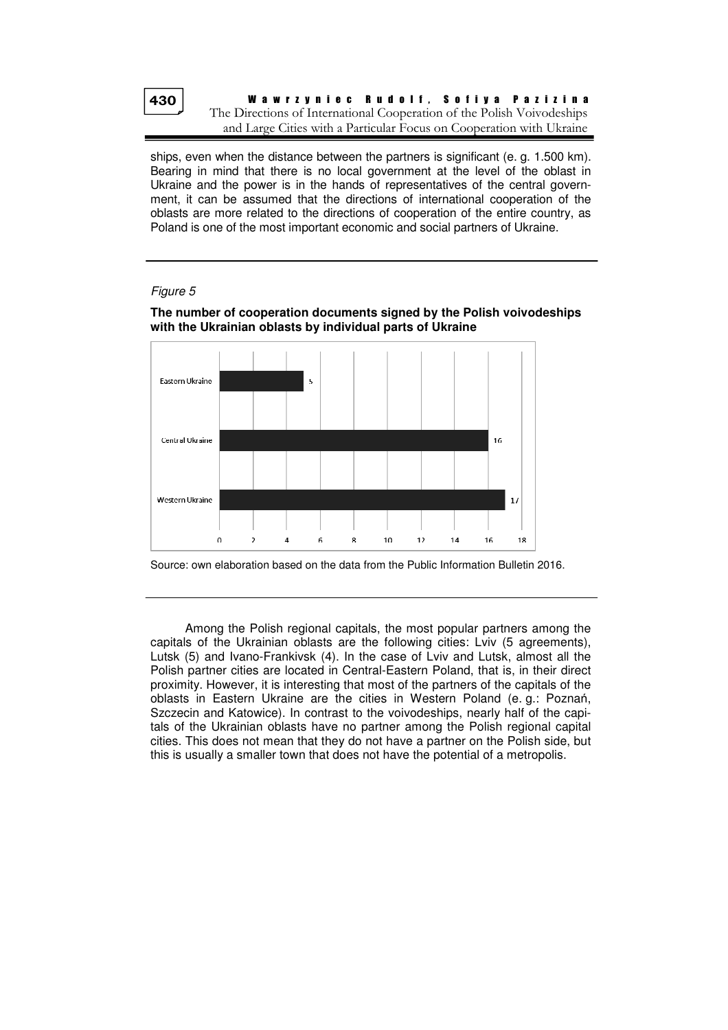ships, even when the distance between the partners is significant (e. g. 1.500 km). Bearing in mind that there is no local government at the level of the oblast in Ukraine and the power is in the hands of representatives of the central government, it can be assumed that the directions of international cooperation of the oblasts are more related to the directions of cooperation of the entire country, as Poland is one of the most important economic and social partners of Ukraine.

*Figure 5*

**The number of cooperation documents signed by the Polish voivodeships with the Ukrainian oblasts by individual parts of Ukraine**

| Part of Ukraine | Number of documents |
|---|---|
| Eastern Ukraine | 5 |
| Central Ukraine | 16 |
| Western Ukraine | 17 |

Source: own elaboration based on the data from the Public Information Bulletin 2016.

Among the Polish regional capitals, the most popular partners among the capitals of the Ukrainian oblasts are the following cities: Lviv (5 agreements), Lutsk (5) and Ivano-Frankivsk (4). In the case of Lviv and Lutsk, almost all the Polish partner cities are located in Central-Eastern Poland, that is, in their direct proximity. However, it is interesting that most of the partners of the capitals of the oblasts in Eastern Ukraine are the cities in Western Poland (e. g.: Poznań, Szczecin and Katowice). In contrast to the voivodeships, nearly half of the capitals of the Ukrainian oblasts have no partner among the Polish regional capital cities. This does not mean that they do not have a partner on the Polish side, but this is usually a smaller town that does not have the potential of a metropolis.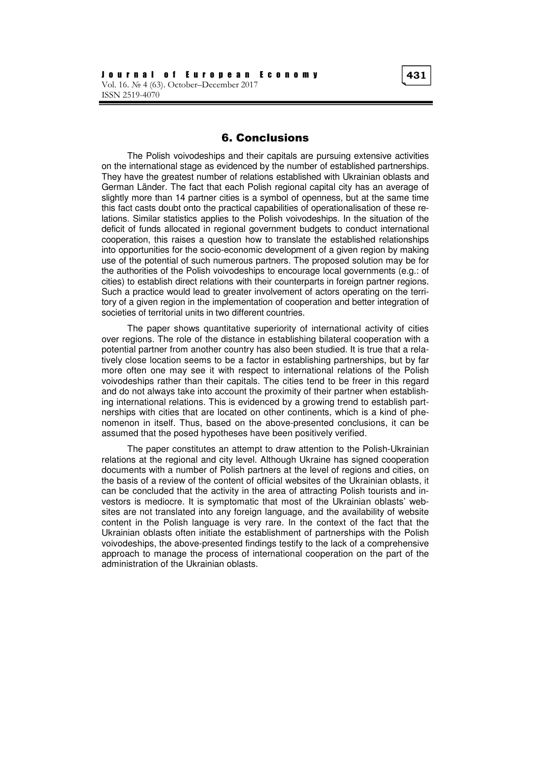## 6. Conclusions

The Polish voivodeships and their capitals are pursuing extensive activities on the international stage as evidenced by the number of established partnerships. They have the greatest number of relations established with Ukrainian oblasts and German Länder. The fact that each Polish regional capital city has an average of slightly more than 14 partner cities is a symbol of openness, but at the same time this fact casts doubt onto the practical capabilities of operationalisation of these relations. Similar statistics applies to the Polish voivodeships. In the situation of the deficit of funds allocated in regional government budgets to conduct international cooperation, this raises a question how to translate the established relationships into opportunities for the socio-economic development of a given region by making use of the potential of such numerous partners. The proposed solution may be for the authorities of the Polish voivodeships to encourage local governments (e.g.: of cities) to establish direct relations with their counterparts in foreign partner regions. Such a practice would lead to greater involvement of actors operating on the territory of a given region in the implementation of cooperation and better integration of societies of territorial units in two different countries.

The paper shows quantitative superiority of international activity of cities over regions. The role of the distance in establishing bilateral cooperation with a potential partner from another country has also been studied. It is true that a relatively close location seems to be a factor in establishing partnerships, but by far more often one may see it with respect to international relations of the Polish voivodeships rather than their capitals. The cities tend to be freer in this regard and do not always take into account the proximity of their partner when establishing international relations. This is evidenced by a growing trend to establish partnerships with cities that are located on other continents, which is a kind of phenomenon in itself. Thus, based on the above-presented conclusions, it can be assumed that the posed hypotheses have been positively verified.

The paper constitutes an attempt to draw attention to the Polish-Ukrainian relations at the regional and city level. Although Ukraine has signed cooperation documents with a number of Polish partners at the level of regions and cities, on the basis of a review of the content of official websites of the Ukrainian oblasts, it can be concluded that the activity in the area of attracting Polish tourists and investors is mediocre. It is symptomatic that most of the Ukrainian oblasts' websites are not translated into any foreign language, and the availability of website content in the Polish language is very rare. In the context of the fact that the Ukrainian oblasts often initiate the establishment of partnerships with the Polish voivodeships, the above-presented findings testify to the lack of a comprehensive approach to manage the process of international cooperation on the part of the administration of the Ukrainian oblasts.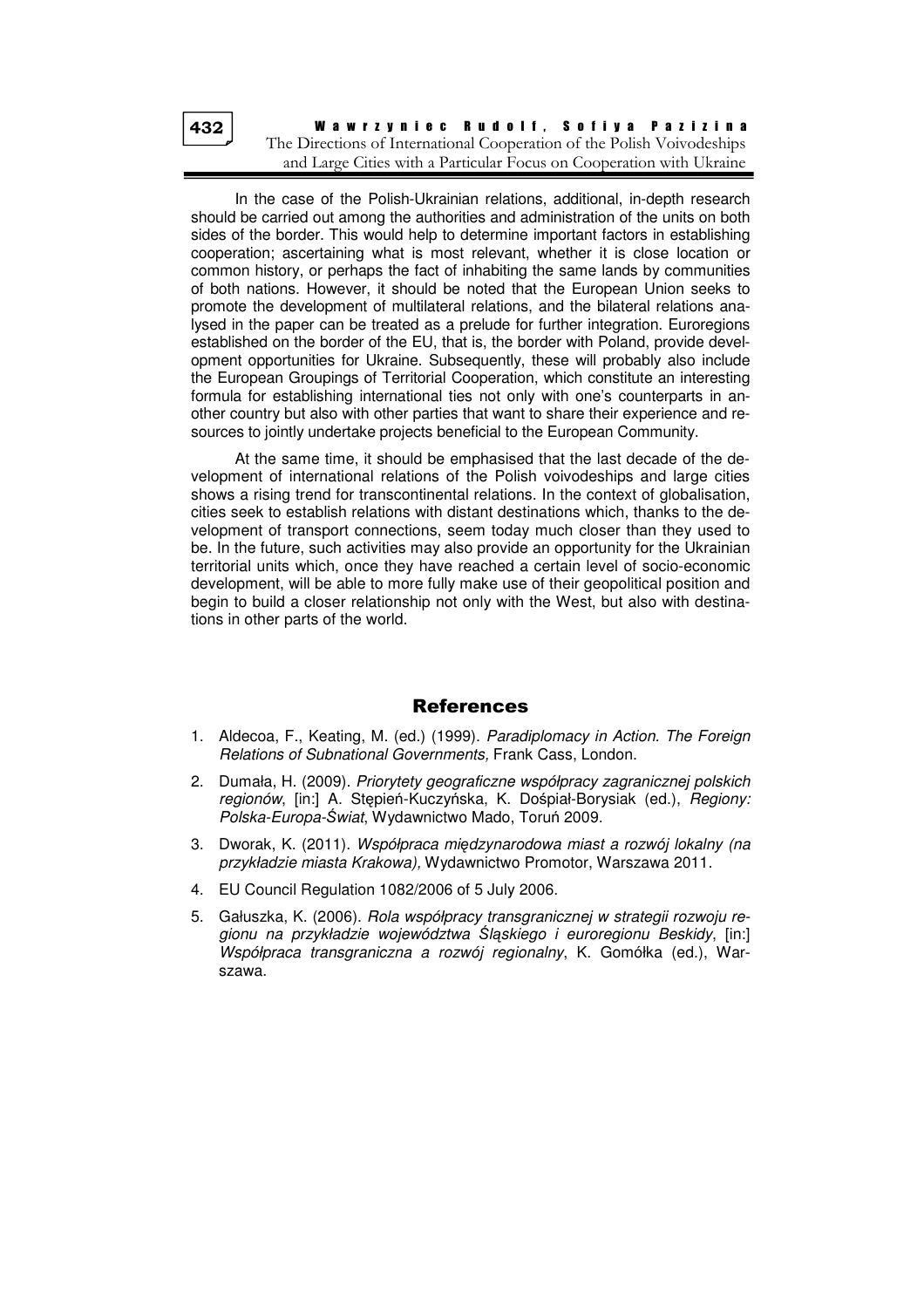In the case of the Polish-Ukrainian relations, additional, in-depth research should be carried out among the authorities and administration of the units on both sides of the border. This would help to determine important factors in establishing cooperation; ascertaining what is most relevant, whether it is close location or common history, or perhaps the fact of inhabiting the same lands by communities of both nations. However, it should be noted that the European Union seeks to promote the development of multilateral relations, and the bilateral relations analysed in the paper can be treated as a prelude for further integration. Euroregions established on the border of the EU, that is, the border with Poland, provide development opportunities for Ukraine. Subsequently, these will probably also include the European Groupings of Territorial Cooperation, which constitute an interesting formula for establishing international ties not only with one's counterparts in another country but also with other parties that want to share their experience and resources to jointly undertake projects beneficial to the European Community.

At the same time, it should be emphasised that the last decade of the development of international relations of the Polish voivodeships and large cities shows a rising trend for transcontinental relations. In the context of globalisation, cities seek to establish relations with distant destinations which, thanks to the development of transport connections, seem today much closer than they used to be. In the future, such activities may also provide an opportunity for the Ukrainian territorial units which, once they have reached a certain level of socio-economic development, will be able to more fully make use of their geopolitical position and begin to build a closer relationship not only with the West, but also with destinations in other parts of the world.

## References

1. Aldecoa, F., Keating, M. (ed.) (1999). *Paradiplomacy in Action. The Foreign Relations of Subnational Governments,* Frank Cass, London.
2. Dumała, H. (2009). *Priorytety geograficzne współpracy zagranicznej polskich regionów*, [in:] A. Stępień-Kuczyńska, K. Dośpiał-Borysiak (ed.), *Regiony: Polska-Europa-Świat*, Wydawnictwo Mado, Toruń 2009.
3. Dworak, K. (2011). *Współpraca międzynarodowa miast a rozwój lokalny (na przykładzie miasta Krakowa),* Wydawnictwo Promotor, Warszawa 2011.
4. EU Council Regulation 1082/2006 of 5 July 2006.
5. Gałuszka, K. (2006). *Rola współpracy transgranicznej w strategii rozwoju regionu na przykładzie województwa Śląskiego i euroregionu Beskidy*, [in:] *Współpraca transgraniczna a rozwój regionalny*, K. Gomółka (ed.), Warszawa.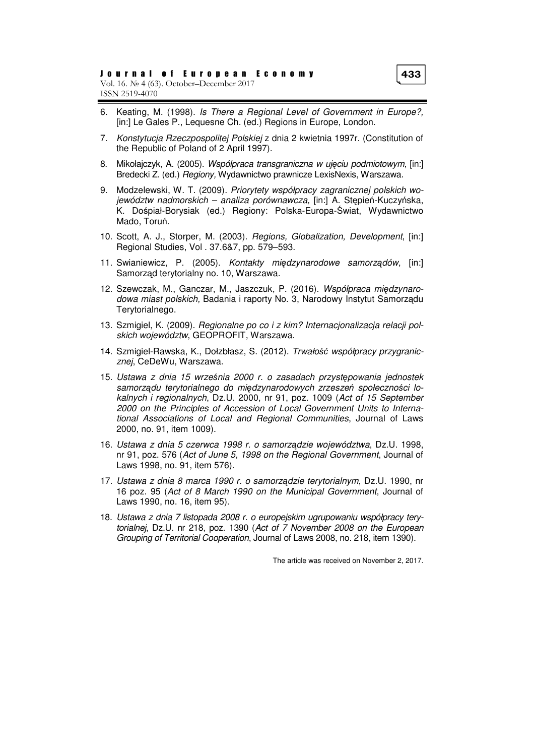6. Keating, M. (1998). *Is There a Regional Level of Government in Europe?,* [in:] Le Gales P., Lequesne Ch. (ed.) Regions in Europe, London.

7. *Konstytucja Rzeczpospolitej Polskiej* z dnia 2 kwietnia 1997r. (Constitution of the Republic of Poland of 2 April 1997).

8. Mikołajczyk, A. (2005). *Współpraca transgraniczna w ujęciu podmiotowym*, [in:] Bredecki Z. (ed.) *Regiony,* Wydawnictwo prawnicze LexisNexis, Warszawa.

9. Modzelewski, W. T. (2009). *Priorytety współpracy zagranicznej polskich województw nadmorskich – analiza porównawcza,* [in:] A. Stępień-Kuczyńska, K. Dośpiał-Borysiak (ed.) Regiony: Polska-Europa-Świat, Wydawnictwo Mado, Toruń.

10. Scott, A. J., Storper, M. (2003). *Regions, Globalization, Development*, [in:] Regional Studies, Vol . 37.6&7, pp. 579–593.

11. Swianiewicz, P. (2005). *Kontakty międzynarodowe samorządów*, [in:] Samorząd terytorialny no. 10, Warszawa.

12. Szewczak, M., Ganczar, M., Jaszczuk, P. (2016). *Współpraca międzynarodowa miast polskich,* Badania i raporty No. 3, Narodowy Instytut Samorządu Terytorialnego.

13. Szmigiel, K. (2009). *Regionalne po co i z kim? Internacjonalizacja relacji polskich województw*, GEOPROFIT, Warszawa.

14. Szmigiel-Rawska, K., Dołzbłasz, S. (2012). *Trwałość współpracy przygranicznej*, CeDeWu, Warszawa.

15. *Ustawa z dnia 15 września 2000 r. o zasadach przystępowania jednostek samorządu terytorialnego do międzynarodowych zrzeszeń społeczności lokalnych i regionalnych*, Dz.U. 2000, nr 91, poz. 1009 (*Act of 15 September 2000 on the Principles of Accession of Local Government Units to International Associations of Local and Regional Communities*, Journal of Laws 2000, no. 91, item 1009).

16. *Ustawa z dnia 5 czerwca 1998 r. o samorządzie województwa*, Dz.U. 1998, nr 91, poz. 576 (*Act of June 5, 1998 on the Regional Government*, Journal of Laws 1998, no. 91, item 576).

17. *Ustawa z dnia 8 marca 1990 r. o samorządzie terytorialnym*, Dz.U. 1990, nr 16 poz. 95 (*Act of 8 March 1990 on the Municipal Government*, Journal of Laws 1990, no. 16, item 95).

18. *Ustawa z dnia 7 listopada 2008 r. o europejskim ugrupowaniu współpracy terytorialnej*, Dz.U. nr 218, poz. 1390 (*Act of 7 November 2008 on the European Grouping of Territorial Cooperation*, Journal of Laws 2008, no. 218, item 1390).

The article was received on November 2, 2017.